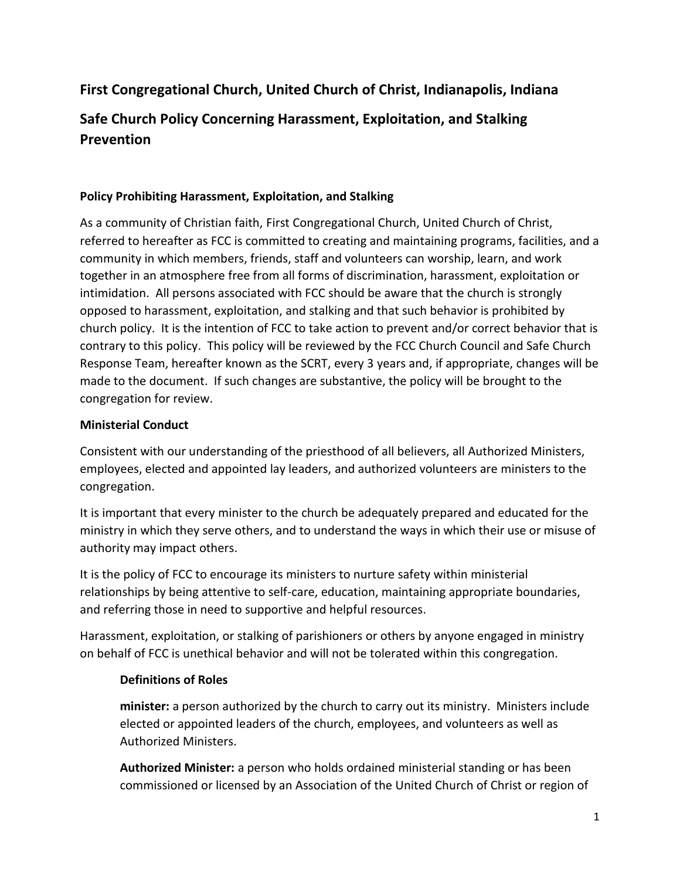## First Congregational Church, United Church of Christ, Indianapolis, Indiana

## Safe Church Policy Concerning Harassment, Exploitation, and Stalking Prevention

### Policy Prohibiting Harassment, Exploitation, and Stalking

As a community of Christian faith, First Congregational Church, United Church of Christ, referred to hereafter as FCC is committed to creating and maintaining programs, facilities, and a community in which members, friends, staff and volunteers can worship, learn, and work together in an atmosphere free from all forms of discrimination, harassment, exploitation or intimidation. All persons associated with FCC should be aware that the church is strongly opposed to harassment, exploitation, and stalking and that such behavior is prohibited by church policy. It is the intention of FCC to take action to prevent and/or correct behavior that is contrary to this policy. This policy will be reviewed by the FCC Church Council and Safe Church Response Team, hereafter known as the SCRT, every 3 years and, if appropriate, changes will be made to the document. If such changes are substantive, the policy will be brought to the congregation for review.

### Ministerial Conduct

Consistent with our understanding of the priesthood of all believers, all Authorized Ministers, employees, elected and appointed lay leaders, and authorized volunteers are ministers to the congregation.

It is important that every minister to the church be adequately prepared and educated for the ministry in which they serve others, and to understand the ways in which their use or misuse of authority may impact others.

It is the policy of FCC to encourage its ministers to nurture safety within ministerial relationships by being attentive to self-care, education, maintaining appropriate boundaries, and referring those in need to supportive and helpful resources.

Harassment, exploitation, or stalking of parishioners or others by anyone engaged in ministry on behalf of FCC is unethical behavior and will not be tolerated within this congregation.

#### Definitions of Roles

**minister:** a person authorized by the church to carry out its ministry. Ministers include elected or appointed leaders of the church, employees, and volunteers as well as Authorized Ministers.

**Authorized Minister:** a person who holds ordained ministerial standing or has been commissioned or licensed by an Association of the United Church of Christ or region of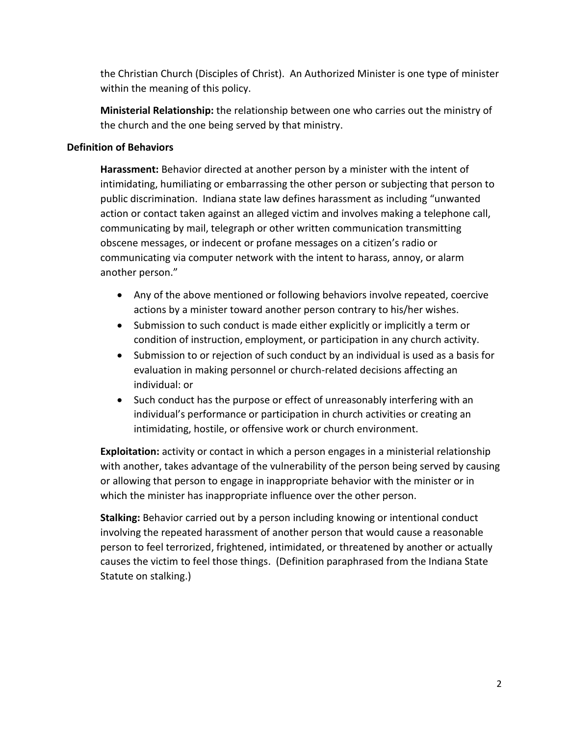the Christian Church (Disciples of Christ). An Authorized Minister is one type of minister within the meaning of this policy.

**Ministerial Relationship:** the relationship between one who carries out the ministry of the church and the one being served by that ministry.

**Definition of Behaviors**

**Harassment:** Behavior directed at another person by a minister with the intent of intimidating, humiliating or embarrassing the other person or subjecting that person to public discrimination. Indiana state law defines harassment as including "unwanted action or contact taken against an alleged victim and involves making a telephone call, communicating by mail, telegraph or other written communication transmitting obscene messages, or indecent or profane messages on a citizen's radio or communicating via computer network with the intent to harass, annoy, or alarm another person."

- Any of the above mentioned or following behaviors involve repeated, coercive actions by a minister toward another person contrary to his/her wishes.
- Submission to such conduct is made either explicitly or implicitly a term or condition of instruction, employment, or participation in any church activity.
- Submission to or rejection of such conduct by an individual is used as a basis for evaluation in making personnel or church-related decisions affecting an individual: or
- Such conduct has the purpose or effect of unreasonably interfering with an individual's performance or participation in church activities or creating an intimidating, hostile, or offensive work or church environment.

**Exploitation:** activity or contact in which a person engages in a ministerial relationship with another, takes advantage of the vulnerability of the person being served by causing or allowing that person to engage in inappropriate behavior with the minister or in which the minister has inappropriate influence over the other person.

**Stalking:** Behavior carried out by a person including knowing or intentional conduct involving the repeated harassment of another person that would cause a reasonable person to feel terrorized, frightened, intimidated, or threatened by another or actually causes the victim to feel those things. (Definition paraphrased from the Indiana State Statute on stalking.)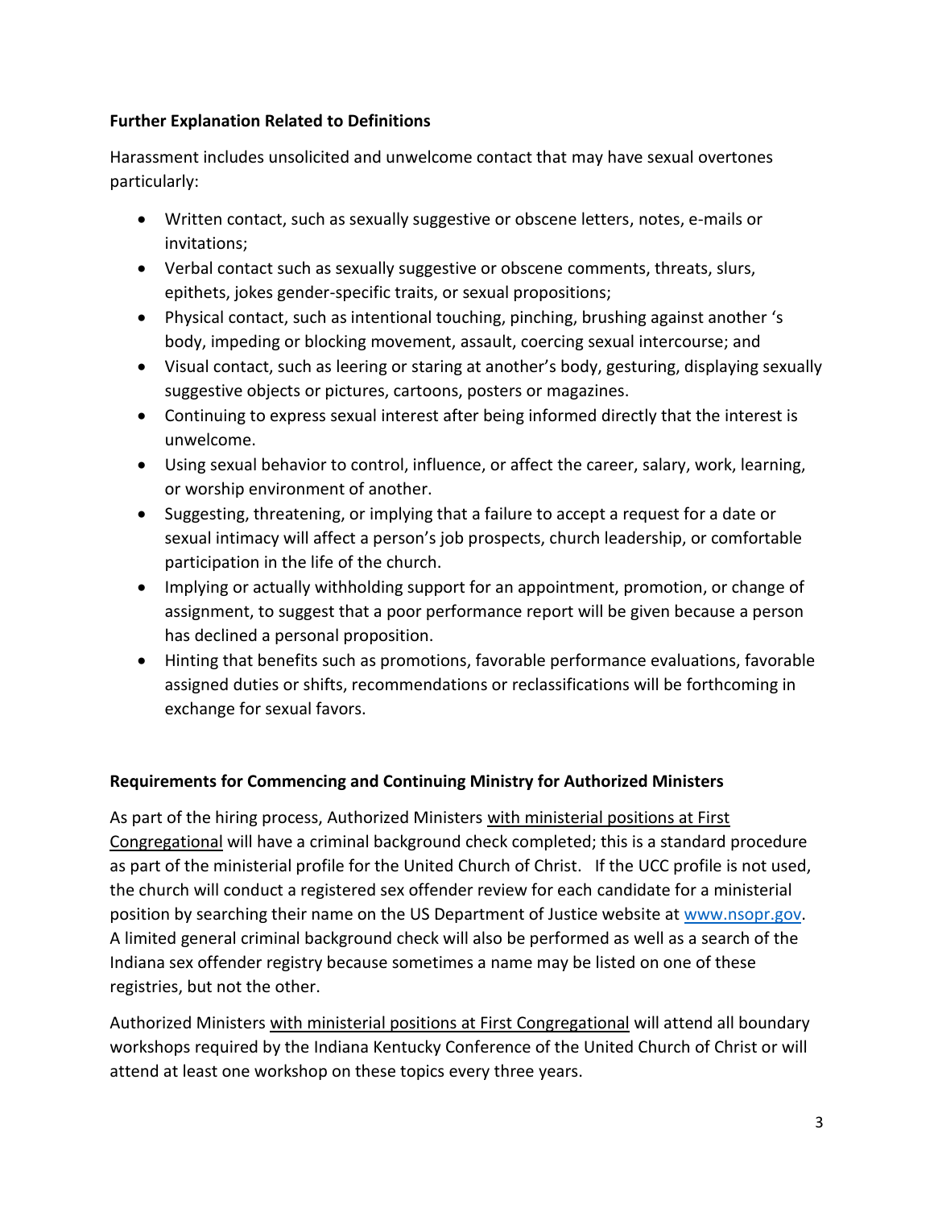**Further Explanation Related to Definitions**

Harassment includes unsolicited and unwelcome contact that may have sexual overtones particularly:

- Written contact, such as sexually suggestive or obscene letters, notes, e-mails or invitations;
- Verbal contact such as sexually suggestive or obscene comments, threats, slurs, epithets, jokes gender-specific traits, or sexual propositions;
- Physical contact, such as intentional touching, pinching, brushing against another 's body, impeding or blocking movement, assault, coercing sexual intercourse; and
- Visual contact, such as leering or staring at another's body, gesturing, displaying sexually suggestive objects or pictures, cartoons, posters or magazines.
- Continuing to express sexual interest after being informed directly that the interest is unwelcome.
- Using sexual behavior to control, influence, or affect the career, salary, work, learning, or worship environment of another.
- Suggesting, threatening, or implying that a failure to accept a request for a date or sexual intimacy will affect a person's job prospects, church leadership, or comfortable participation in the life of the church.
- Implying or actually withholding support for an appointment, promotion, or change of assignment, to suggest that a poor performance report will be given because a person has declined a personal proposition.
- Hinting that benefits such as promotions, favorable performance evaluations, favorable assigned duties or shifts, recommendations or reclassifications will be forthcoming in exchange for sexual favors.

**Requirements for Commencing and Continuing Ministry for Authorized Ministers**

As part of the hiring process, Authorized Ministers <u>with ministerial positions at First Congregational</u> will have a criminal background check completed; this is a standard procedure as part of the ministerial profile for the United Church of Christ. If the UCC profile is not used, the church will conduct a registered sex offender review for each candidate for a ministerial position by searching their name on the US Department of Justice website at [www.nsopr.gov](http://www.nsopr.gov). A limited general criminal background check will also be performed as well as a search of the Indiana sex offender registry because sometimes a name may be listed on one of these registries, but not the other.

Authorized Ministers <u>with ministerial positions at First Congregational</u> will attend all boundary workshops required by the Indiana Kentucky Conference of the United Church of Christ or will attend at least one workshop on these topics every three years.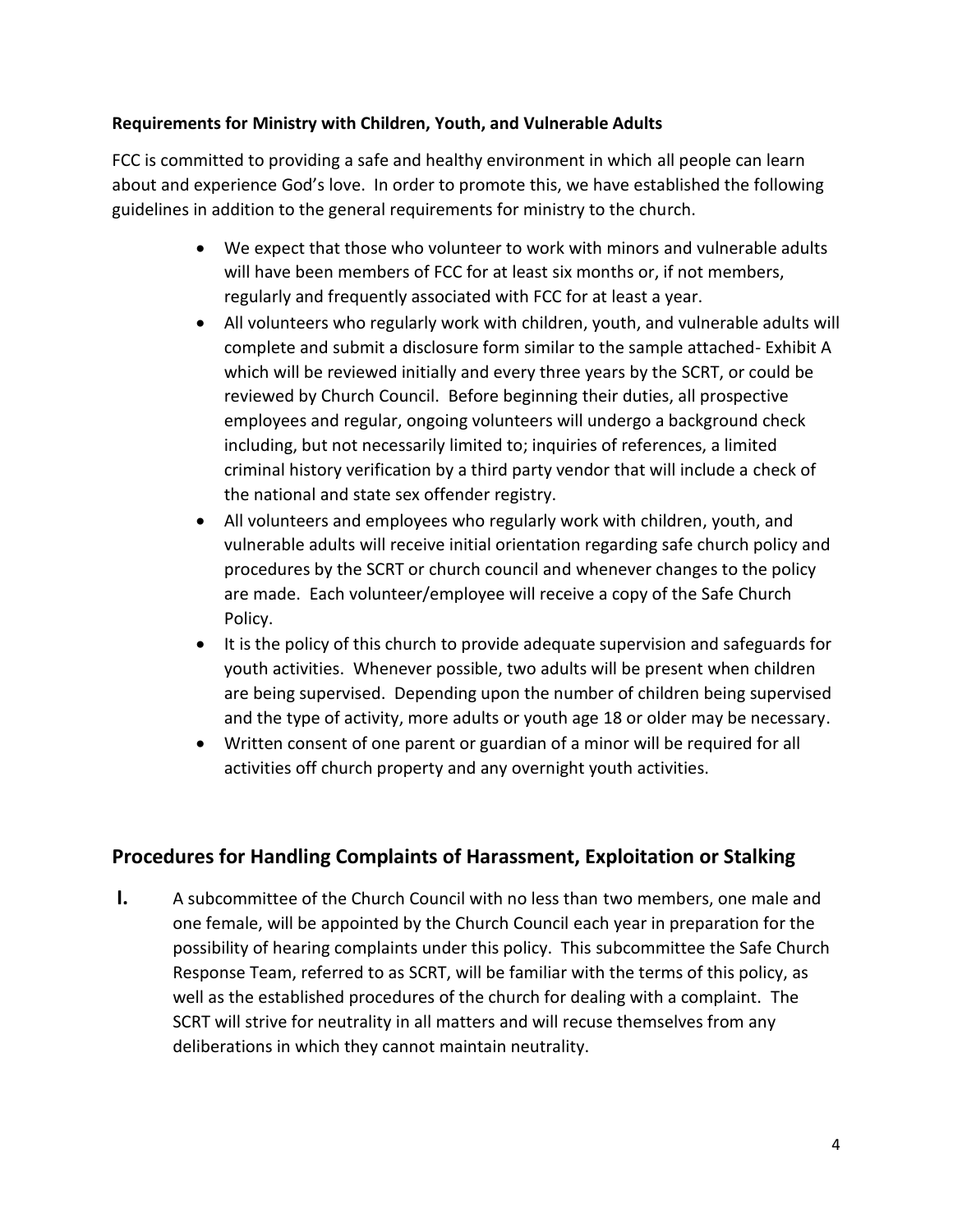**Requirements for Ministry with Children, Youth, and Vulnerable Adults**

FCC is committed to providing a safe and healthy environment in which all people can learn about and experience God's love. In order to promote this, we have established the following guidelines in addition to the general requirements for ministry to the church.

- We expect that those who volunteer to work with minors and vulnerable adults will have been members of FCC for at least six months or, if not members, regularly and frequently associated with FCC for at least a year.
- All volunteers who regularly work with children, youth, and vulnerable adults will complete and submit a disclosure form similar to the sample attached- Exhibit A which will be reviewed initially and every three years by the SCRT, or could be reviewed by Church Council. Before beginning their duties, all prospective employees and regular, ongoing volunteers will undergo a background check including, but not necessarily limited to; inquiries of references, a limited criminal history verification by a third party vendor that will include a check of the national and state sex offender registry.
- All volunteers and employees who regularly work with children, youth, and vulnerable adults will receive initial orientation regarding safe church policy and procedures by the SCRT or church council and whenever changes to the policy are made. Each volunteer/employee will receive a copy of the Safe Church Policy.
- It is the policy of this church to provide adequate supervision and safeguards for youth activities. Whenever possible, two adults will be present when children are being supervised. Depending upon the number of children being supervised and the type of activity, more adults or youth age 18 or older may be necessary.
- Written consent of one parent or guardian of a minor will be required for all activities off church property and any overnight youth activities.

## Procedures for Handling Complaints of Harassment, Exploitation or Stalking

**I.** A subcommittee of the Church Council with no less than two members, one male and one female, will be appointed by the Church Council each year in preparation for the possibility of hearing complaints under this policy. This subcommittee the Safe Church Response Team, referred to as SCRT, will be familiar with the terms of this policy, as well as the established procedures of the church for dealing with a complaint. The SCRT will strive for neutrality in all matters and will recuse themselves from any deliberations in which they cannot maintain neutrality.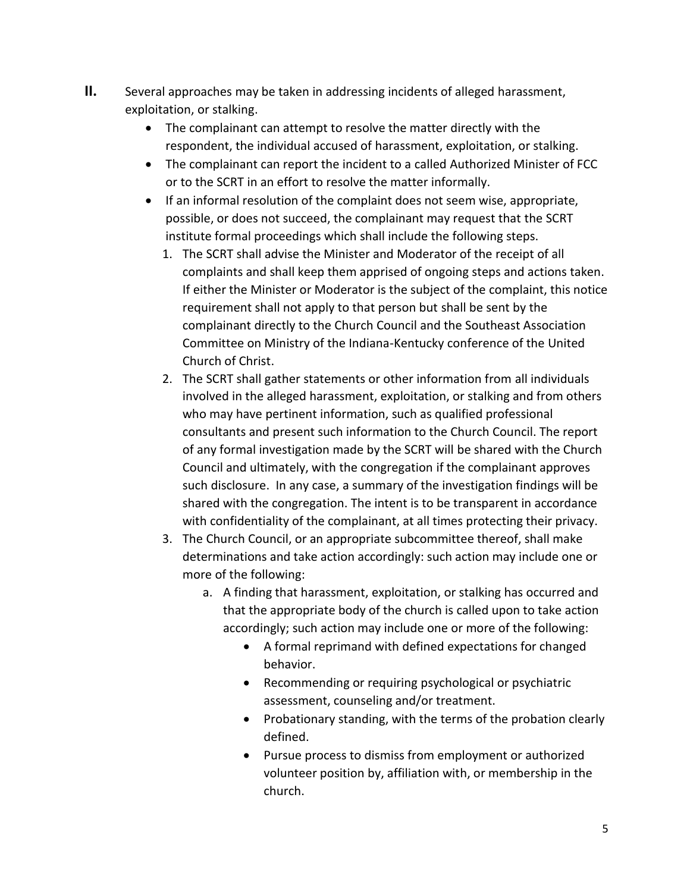**II.** Several approaches may be taken in addressing incidents of alleged harassment, exploitation, or stalking.

- The complainant can attempt to resolve the matter directly with the respondent, the individual accused of harassment, exploitation, or stalking.
- The complainant can report the incident to a called Authorized Minister of FCC or to the SCRT in an effort to resolve the matter informally.
- If an informal resolution of the complaint does not seem wise, appropriate, possible, or does not succeed, the complainant may request that the SCRT institute formal proceedings which shall include the following steps.
  1. The SCRT shall advise the Minister and Moderator of the receipt of all complaints and shall keep them apprised of ongoing steps and actions taken. If either the Minister or Moderator is the subject of the complaint, this notice requirement shall not apply to that person but shall be sent by the complainant directly to the Church Council and the Southeast Association Committee on Ministry of the Indiana-Kentucky conference of the United Church of Christ.
  2. The SCRT shall gather statements or other information from all individuals involved in the alleged harassment, exploitation, or stalking and from others who may have pertinent information, such as qualified professional consultants and present such information to the Church Council. The report of any formal investigation made by the SCRT will be shared with the Church Council and ultimately, with the congregation if the complainant approves such disclosure. In any case, a summary of the investigation findings will be shared with the congregation. The intent is to be transparent in accordance with confidentiality of the complainant, at all times protecting their privacy.
  3. The Church Council, or an appropriate subcommittee thereof, shall make determinations and take action accordingly: such action may include one or more of the following:
     a. A finding that harassment, exploitation, or stalking has occurred and that the appropriate body of the church is called upon to take action accordingly; such action may include one or more of the following:
        - A formal reprimand with defined expectations for changed behavior.
        - Recommending or requiring psychological or psychiatric assessment, counseling and/or treatment.
        - Probationary standing, with the terms of the probation clearly defined.
        - Pursue process to dismiss from employment or authorized volunteer position by, affiliation with, or membership in the church.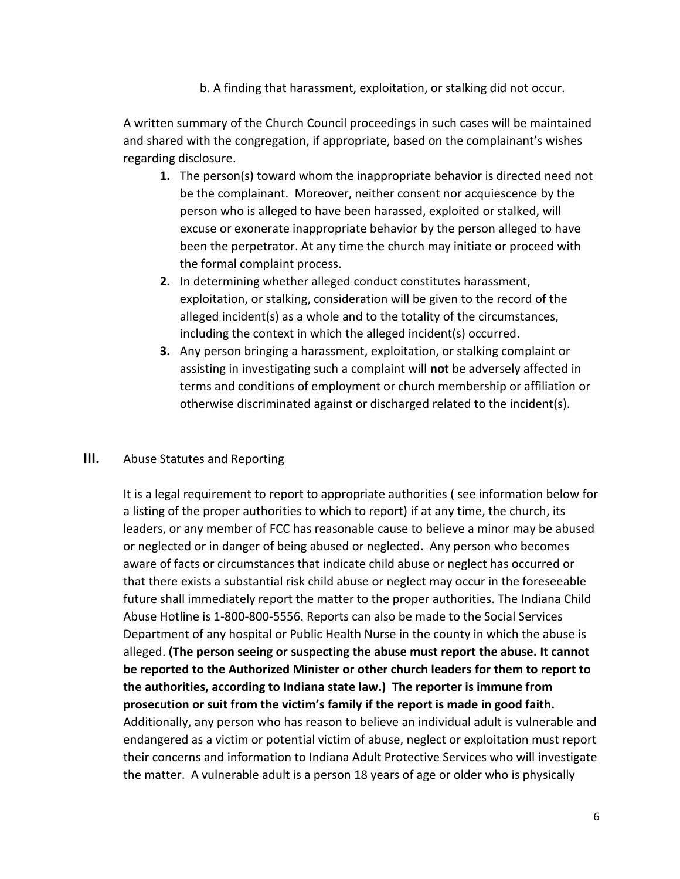b. A finding that harassment, exploitation, or stalking did not occur.

A written summary of the Church Council proceedings in such cases will be maintained and shared with the congregation, if appropriate, based on the complainant's wishes regarding disclosure.

1. The person(s) toward whom the inappropriate behavior is directed need not be the complainant. Moreover, neither consent nor acquiescence by the person who is alleged to have been harassed, exploited or stalked, will excuse or exonerate inappropriate behavior by the person alleged to have been the perpetrator. At any time the church may initiate or proceed with the formal complaint process.
2. In determining whether alleged conduct constitutes harassment, exploitation, or stalking, consideration will be given to the record of the alleged incident(s) as a whole and to the totality of the circumstances, including the context in which the alleged incident(s) occurred.
3. Any person bringing a harassment, exploitation, or stalking complaint or assisting in investigating such a complaint will **not** be adversely affected in terms and conditions of employment or church membership or affiliation or otherwise discriminated against or discharged related to the incident(s).

## III. Abuse Statutes and Reporting

It is a legal requirement to report to appropriate authorities ( see information below for a listing of the proper authorities to which to report) if at any time, the church, its leaders, or any member of FCC has reasonable cause to believe a minor may be abused or neglected or in danger of being abused or neglected. Any person who becomes aware of facts or circumstances that indicate child abuse or neglect has occurred or that there exists a substantial risk child abuse or neglect may occur in the foreseeable future shall immediately report the matter to the proper authorities. The Indiana Child Abuse Hotline is 1-800-800-5556. Reports can also be made to the Social Services Department of any hospital or Public Health Nurse in the county in which the abuse is alleged. **(The person seeing or suspecting the abuse must report the abuse. It cannot be reported to the Authorized Minister or other church leaders for them to report to the authorities, according to Indiana state law.) The reporter is immune from prosecution or suit from the victim's family if the report is made in good faith.** Additionally, any person who has reason to believe an individual adult is vulnerable and endangered as a victim or potential victim of abuse, neglect or exploitation must report their concerns and information to Indiana Adult Protective Services who will investigate the matter. A vulnerable adult is a person 18 years of age or older who is physically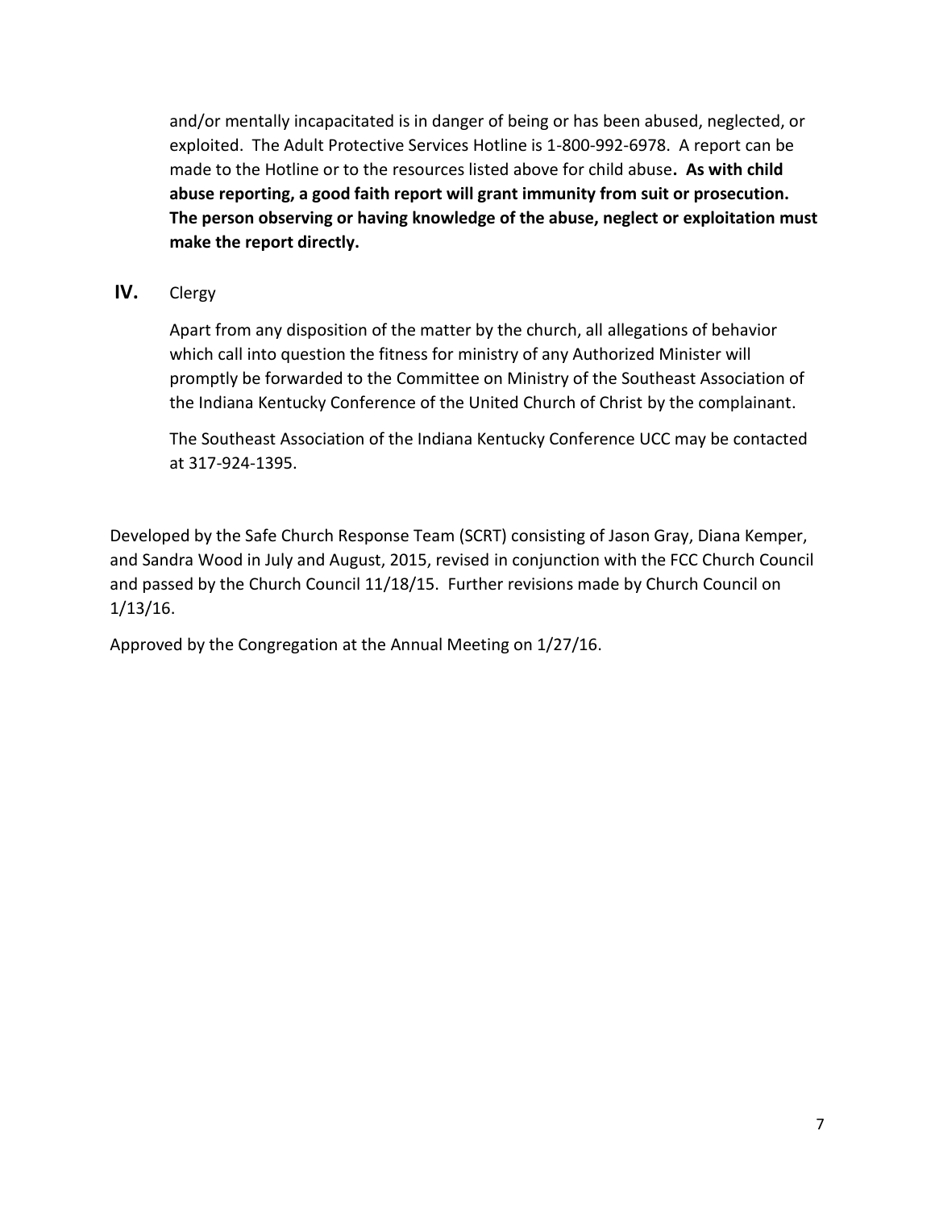and/or mentally incapacitated is in danger of being or has been abused, neglected, or exploited. The Adult Protective Services Hotline is 1-800-992-6978. A report can be made to the Hotline or to the resources listed above for child abuse. **As with child abuse reporting, a good faith report will grant immunity from suit or prosecution. The person observing or having knowledge of the abuse, neglect or exploitation must make the report directly.**

## IV. Clergy

Apart from any disposition of the matter by the church, all allegations of behavior which call into question the fitness for ministry of any Authorized Minister will promptly be forwarded to the Committee on Ministry of the Southeast Association of the Indiana Kentucky Conference of the United Church of Christ by the complainant.

The Southeast Association of the Indiana Kentucky Conference UCC may be contacted at 317-924-1395.

Developed by the Safe Church Response Team (SCRT) consisting of Jason Gray, Diana Kemper, and Sandra Wood in July and August, 2015, revised in conjunction with the FCC Church Council and passed by the Church Council 11/18/15. Further revisions made by Church Council on 1/13/16.

Approved by the Congregation at the Annual Meeting on 1/27/16.